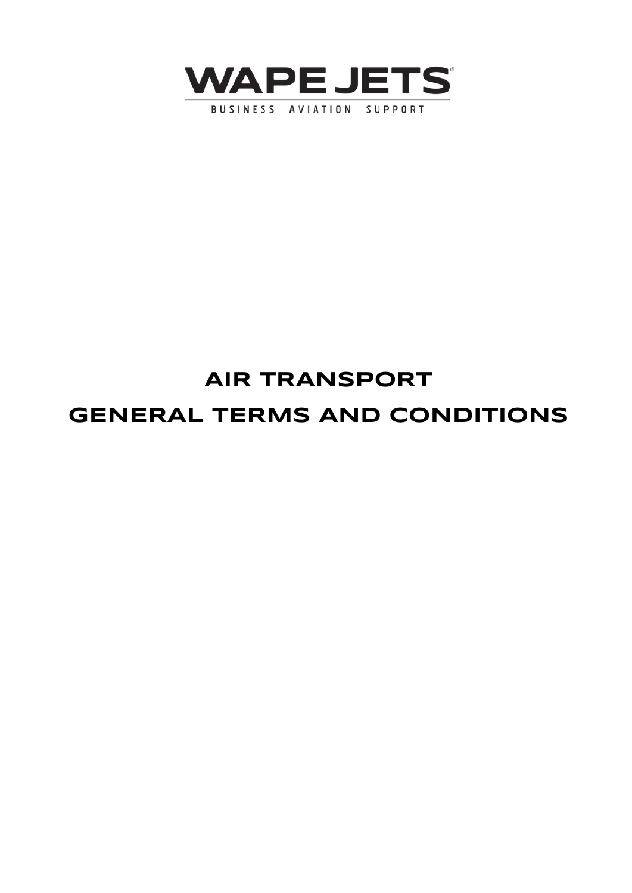WAPE JETS®

BUSINESS AVIATION SUPPORT

# AIR TRANSPORT
# GENERAL TERMS AND CONDITIONS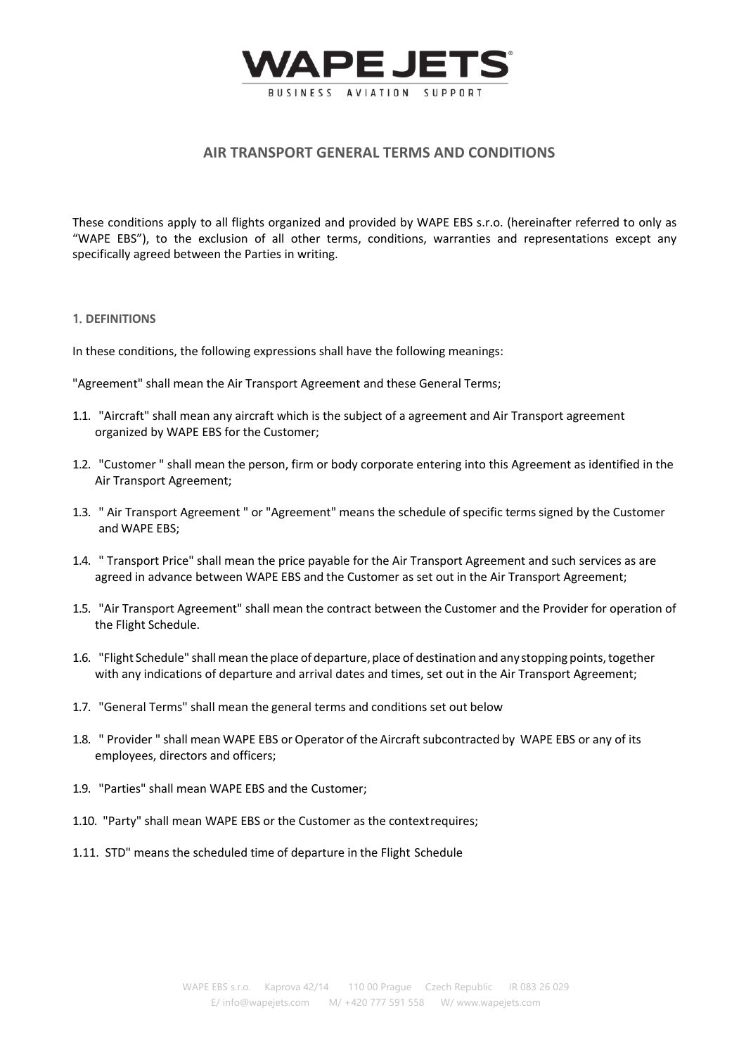## AIR TRANSPORT GENERAL TERMS AND CONDITIONS

These conditions apply to all flights organized and provided by WAPE EBS s.r.o. (hereinafter referred to only as "WAPE EBS"), to the exclusion of all other terms, conditions, warranties and representations except any specifically agreed between the Parties in writing.

### 1. DEFINITIONS

In these conditions, the following expressions shall have the following meanings:

"Agreement" shall mean the Air Transport Agreement and these General Terms;

1.1. "Aircraft" shall mean any aircraft which is the subject of a agreement and Air Transport agreement organized by WAPE EBS for the Customer;

1.2. "Customer " shall mean the person, firm or body corporate entering into this Agreement as identified in the Air Transport Agreement;

1.3. " Air Transport Agreement " or "Agreement" means the schedule of specific terms signed by the Customer and WAPE EBS;

1.4. " Transport Price" shall mean the price payable for the Air Transport Agreement and such services as are agreed in advance between WAPE EBS and the Customer as set out in the Air Transport Agreement;

1.5. "Air Transport Agreement" shall mean the contract between the Customer and the Provider for operation of the Flight Schedule.

1.6. "Flight Schedule" shall mean the place of departure, place of destination and any stopping points, together with any indications of departure and arrival dates and times, set out in the Air Transport Agreement;

1.7. "General Terms" shall mean the general terms and conditions set out below

1.8. " Provider " shall mean WAPE EBS or Operator of the Aircraft subcontracted by WAPE EBS or any of its employees, directors and officers;

1.9. "Parties" shall mean WAPE EBS and the Customer;

1.10. "Party" shall mean WAPE EBS or the Customer as the context requires;

1.11. STD" means the scheduled time of departure in the Flight Schedule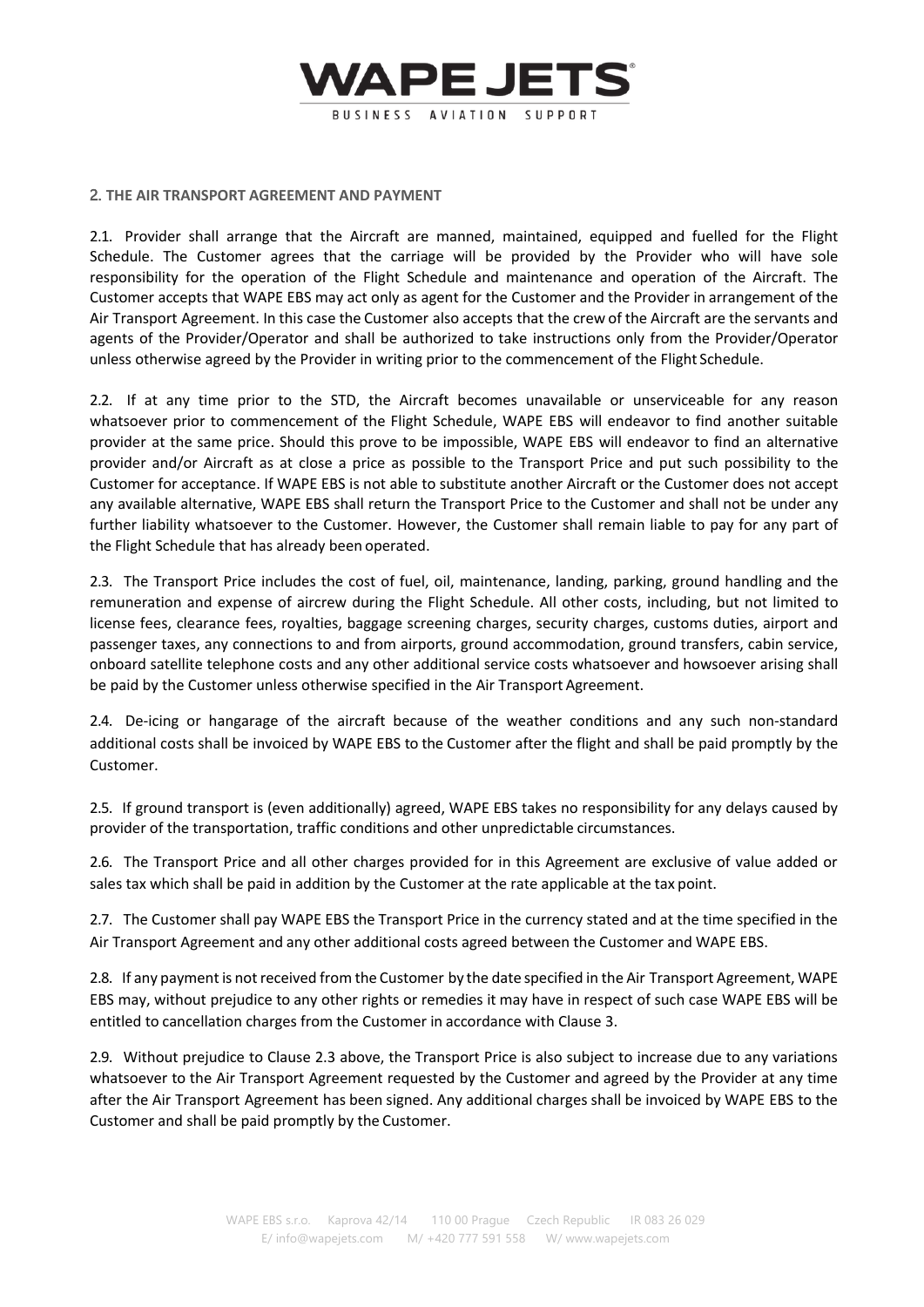## 2. THE AIR TRANSPORT AGREEMENT AND PAYMENT

2.1. Provider shall arrange that the Aircraft are manned, maintained, equipped and fuelled for the Flight Schedule. The Customer agrees that the carriage will be provided by the Provider who will have sole responsibility for the operation of the Flight Schedule and maintenance and operation of the Aircraft. The Customer accepts that WAPE EBS may act only as agent for the Customer and the Provider in arrangement of the Air Transport Agreement. In this case the Customer also accepts that the crew of the Aircraft are the servants and agents of the Provider/Operator and shall be authorized to take instructions only from the Provider/Operator unless otherwise agreed by the Provider in writing prior to the commencement of the Flight Schedule.

2.2. If at any time prior to the STD, the Aircraft becomes unavailable or unserviceable for any reason whatsoever prior to commencement of the Flight Schedule, WAPE EBS will endeavor to find another suitable provider at the same price. Should this prove to be impossible, WAPE EBS will endeavor to find an alternative provider and/or Aircraft as at close a price as possible to the Transport Price and put such possibility to the Customer for acceptance. If WAPE EBS is not able to substitute another Aircraft or the Customer does not accept any available alternative, WAPE EBS shall return the Transport Price to the Customer and shall not be under any further liability whatsoever to the Customer. However, the Customer shall remain liable to pay for any part of the Flight Schedule that has already been operated.

2.3. The Transport Price includes the cost of fuel, oil, maintenance, landing, parking, ground handling and the remuneration and expense of aircrew during the Flight Schedule. All other costs, including, but not limited to license fees, clearance fees, royalties, baggage screening charges, security charges, customs duties, airport and passenger taxes, any connections to and from airports, ground accommodation, ground transfers, cabin service, onboard satellite telephone costs and any other additional service costs whatsoever and howsoever arising shall be paid by the Customer unless otherwise specified in the Air Transport Agreement.

2.4. De-icing or hangarage of the aircraft because of the weather conditions and any such non-standard additional costs shall be invoiced by WAPE EBS to the Customer after the flight and shall be paid promptly by the Customer.

2.5. If ground transport is (even additionally) agreed, WAPE EBS takes no responsibility for any delays caused by provider of the transportation, traffic conditions and other unpredictable circumstances.

2.6. The Transport Price and all other charges provided for in this Agreement are exclusive of value added or sales tax which shall be paid in addition by the Customer at the rate applicable at the tax point.

2.7. The Customer shall pay WAPE EBS the Transport Price in the currency stated and at the time specified in the Air Transport Agreement and any other additional costs agreed between the Customer and WAPE EBS.

2.8. If any payment is not received from the Customer by the date specified in the Air Transport Agreement, WAPE EBS may, without prejudice to any other rights or remedies it may have in respect of such case WAPE EBS will be entitled to cancellation charges from the Customer in accordance with Clause 3.

2.9. Without prejudice to Clause 2.3 above, the Transport Price is also subject to increase due to any variations whatsoever to the Air Transport Agreement requested by the Customer and agreed by the Provider at any time after the Air Transport Agreement has been signed. Any additional charges shall be invoiced by WAPE EBS to the Customer and shall be paid promptly by the Customer.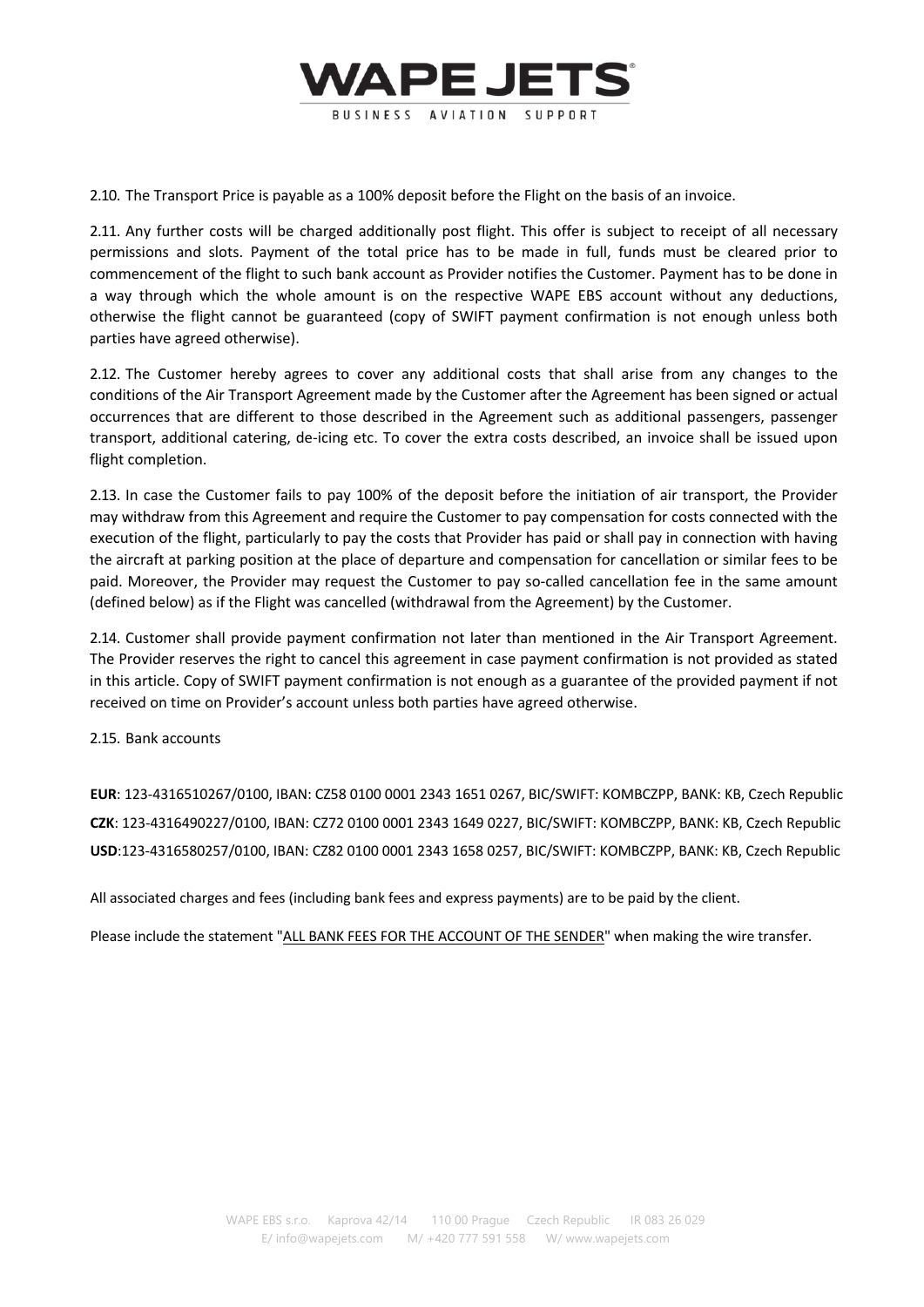2.10. The Transport Price is payable as a 100% deposit before the Flight on the basis of an invoice.

2.11. Any further costs will be charged additionally post flight. This offer is subject to receipt of all necessary permissions and slots. Payment of the total price has to be made in full, funds must be cleared prior to commencement of the flight to such bank account as Provider notifies the Customer. Payment has to be done in a way through which the whole amount is on the respective WAPE EBS account without any deductions, otherwise the flight cannot be guaranteed (copy of SWIFT payment confirmation is not enough unless both parties have agreed otherwise).

2.12. The Customer hereby agrees to cover any additional costs that shall arise from any changes to the conditions of the Air Transport Agreement made by the Customer after the Agreement has been signed or actual occurrences that are different to those described in the Agreement such as additional passengers, passenger transport, additional catering, de-icing etc. To cover the extra costs described, an invoice shall be issued upon flight completion.

2.13. In case the Customer fails to pay 100% of the deposit before the initiation of air transport, the Provider may withdraw from this Agreement and require the Customer to pay compensation for costs connected with the execution of the flight, particularly to pay the costs that Provider has paid or shall pay in connection with having the aircraft at parking position at the place of departure and compensation for cancellation or similar fees to be paid. Moreover, the Provider may request the Customer to pay so-called cancellation fee in the same amount (defined below) as if the Flight was cancelled (withdrawal from the Agreement) by the Customer.

2.14. Customer shall provide payment confirmation not later than mentioned in the Air Transport Agreement. The Provider reserves the right to cancel this agreement in case payment confirmation is not provided as stated in this article. Copy of SWIFT payment confirmation is not enough as a guarantee of the provided payment if not received on time on Provider's account unless both parties have agreed otherwise.

2.15. Bank accounts

**EUR**: 123-4316510267/0100, IBAN: CZ58 0100 0001 2343 1651 0267, BIC/SWIFT: KOMBCZPP, BANK: KB, Czech Republic

**CZK**: 123-4316490227/0100, IBAN: CZ72 0100 0001 2343 1649 0227, BIC/SWIFT: KOMBCZPP, BANK: KB, Czech Republic

**USD**:123-4316580257/0100, IBAN: CZ82 0100 0001 2343 1658 0257, BIC/SWIFT: KOMBCZPP, BANK: KB, Czech Republic

All associated charges and fees (including bank fees and express payments) are to be paid by the client.

Please include the statement "ALL BANK FEES FOR THE ACCOUNT OF THE SENDER" when making the wire transfer.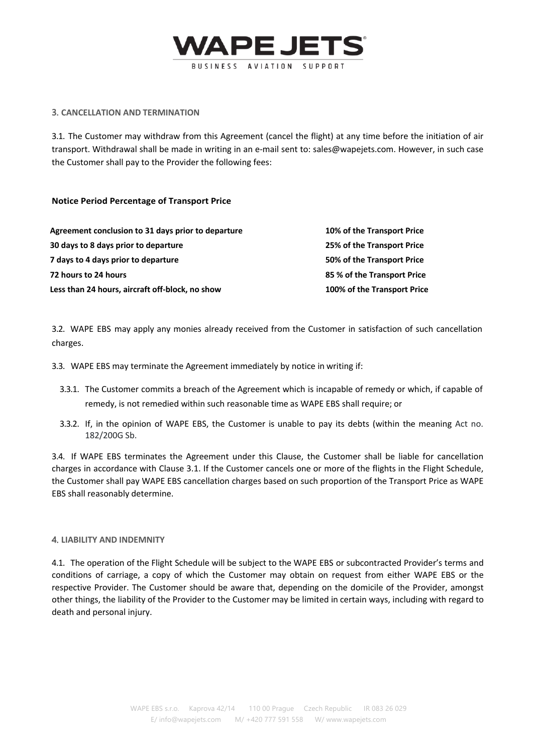## 3. CANCELLATION AND TERMINATION

3.1. The Customer may withdraw from this Agreement (cancel the flight) at any time before the initiation of air transport. Withdrawal shall be made in writing in an e-mail sent to: sales@wapejets.com. However, in such case the Customer shall pay to the Provider the following fees:

**Notice Period Percentage of Transport Price**

| | |
|---|---|
| **Agreement conclusion to 31 days prior to departure** | **10% of the Transport Price** |
| **30 days to 8 days prior to departure** | **25% of the Transport Price** |
| **7 days to 4 days prior to departure** | **50% of the Transport Price** |
| **72 hours to 24 hours** | **85 % of the Transport Price** |
| **Less than 24 hours, aircraft off-block, no show** | **100% of the Transport Price** |

3.2. WAPE EBS may apply any monies already received from the Customer in satisfaction of such cancellation charges.

3.3. WAPE EBS may terminate the Agreement immediately by notice in writing if:

3.3.1. The Customer commits a breach of the Agreement which is incapable of remedy or which, if capable of remedy, is not remedied within such reasonable time as WAPE EBS shall require; or

3.3.2. If, in the opinion of WAPE EBS, the Customer is unable to pay its debts (within the meaning Act no. 182/200G Sb.

3.4. If WAPE EBS terminates the Agreement under this Clause, the Customer shall be liable for cancellation charges in accordance with Clause 3.1. If the Customer cancels one or more of the flights in the Flight Schedule, the Customer shall pay WAPE EBS cancellation charges based on such proportion of the Transport Price as WAPE EBS shall reasonably determine.

## 4. LIABILITY AND INDEMNITY

4.1. The operation of the Flight Schedule will be subject to the WAPE EBS or subcontracted Provider's terms and conditions of carriage, a copy of which the Customer may obtain on request from either WAPE EBS or the respective Provider. The Customer should be aware that, depending on the domicile of the Provider, amongst other things, the liability of the Provider to the Customer may be limited in certain ways, including with regard to death and personal injury.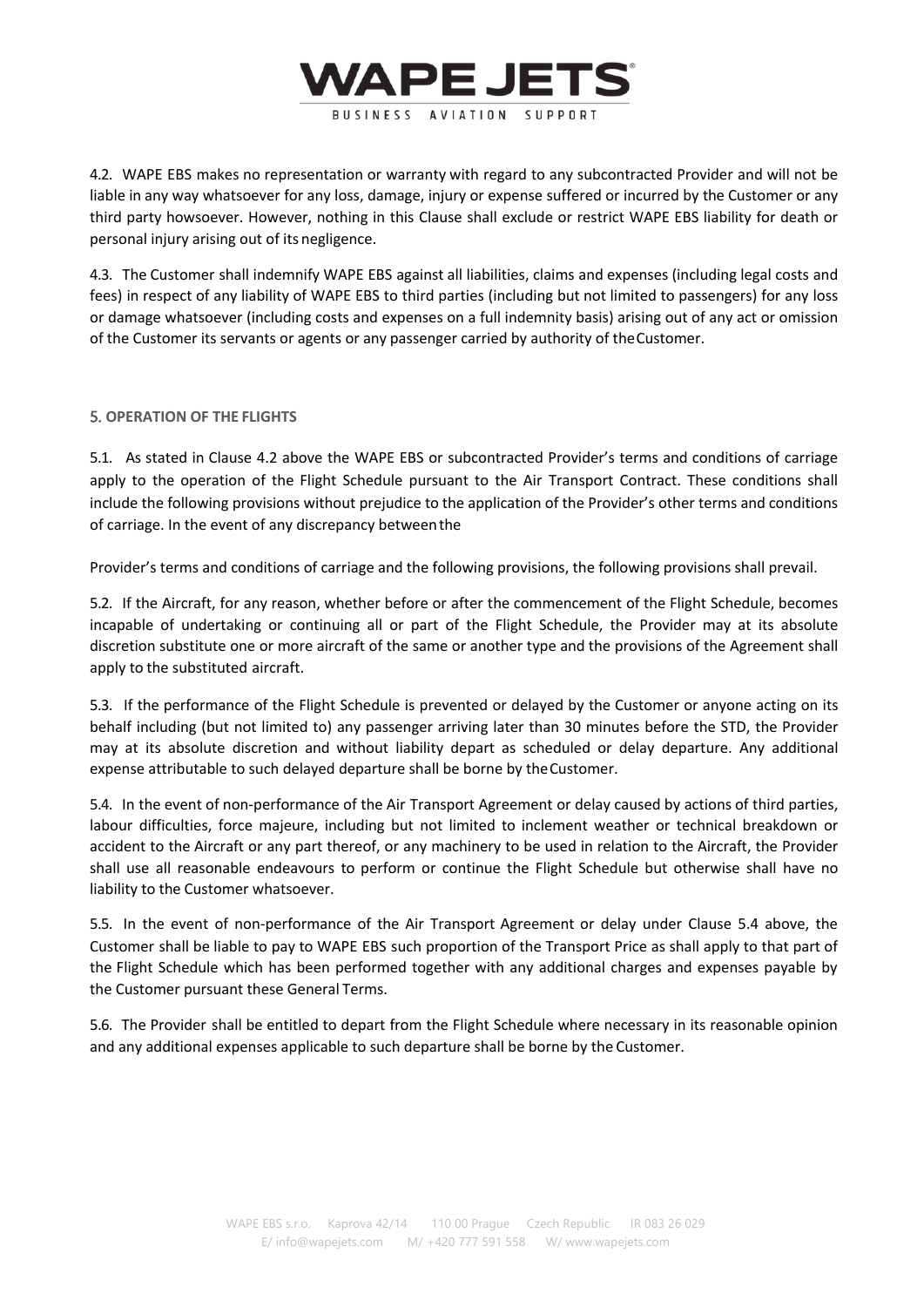4.2. WAPE EBS makes no representation or warranty with regard to any subcontracted Provider and will not be liable in any way whatsoever for any loss, damage, injury or expense suffered or incurred by the Customer or any third party howsoever. However, nothing in this Clause shall exclude or restrict WAPE EBS liability for death or personal injury arising out of its negligence.

4.3. The Customer shall indemnify WAPE EBS against all liabilities, claims and expenses (including legal costs and fees) in respect of any liability of WAPE EBS to third parties (including but not limited to passengers) for any loss or damage whatsoever (including costs and expenses on a full indemnity basis) arising out of any act or omission of the Customer its servants or agents or any passenger carried by authority of the Customer.

## 5. OPERATION OF THE FLIGHTS

5.1. As stated in Clause 4.2 above the WAPE EBS or subcontracted Provider's terms and conditions of carriage apply to the operation of the Flight Schedule pursuant to the Air Transport Contract. These conditions shall include the following provisions without prejudice to the application of the Provider's other terms and conditions of carriage. In the event of any discrepancy between the Provider's terms and conditions of carriage and the following provisions, the following provisions shall prevail.

5.2. If the Aircraft, for any reason, whether before or after the commencement of the Flight Schedule, becomes incapable of undertaking or continuing all or part of the Flight Schedule, the Provider may at its absolute discretion substitute one or more aircraft of the same or another type and the provisions of the Agreement shall apply to the substituted aircraft.

5.3. If the performance of the Flight Schedule is prevented or delayed by the Customer or anyone acting on its behalf including (but not limited to) any passenger arriving later than 30 minutes before the STD, the Provider may at its absolute discretion and without liability depart as scheduled or delay departure. Any additional expense attributable to such delayed departure shall be borne by the Customer.

5.4. In the event of non-performance of the Air Transport Agreement or delay caused by actions of third parties, labour difficulties, force majeure, including but not limited to inclement weather or technical breakdown or accident to the Aircraft or any part thereof, or any machinery to be used in relation to the Aircraft, the Provider shall use all reasonable endeavours to perform or continue the Flight Schedule but otherwise shall have no liability to the Customer whatsoever.

5.5. In the event of non-performance of the Air Transport Agreement or delay under Clause 5.4 above, the Customer shall be liable to pay to WAPE EBS such proportion of the Transport Price as shall apply to that part of the Flight Schedule which has been performed together with any additional charges and expenses payable by the Customer pursuant these General Terms.

5.6. The Provider shall be entitled to depart from the Flight Schedule where necessary in its reasonable opinion and any additional expenses applicable to such departure shall be borne by the Customer.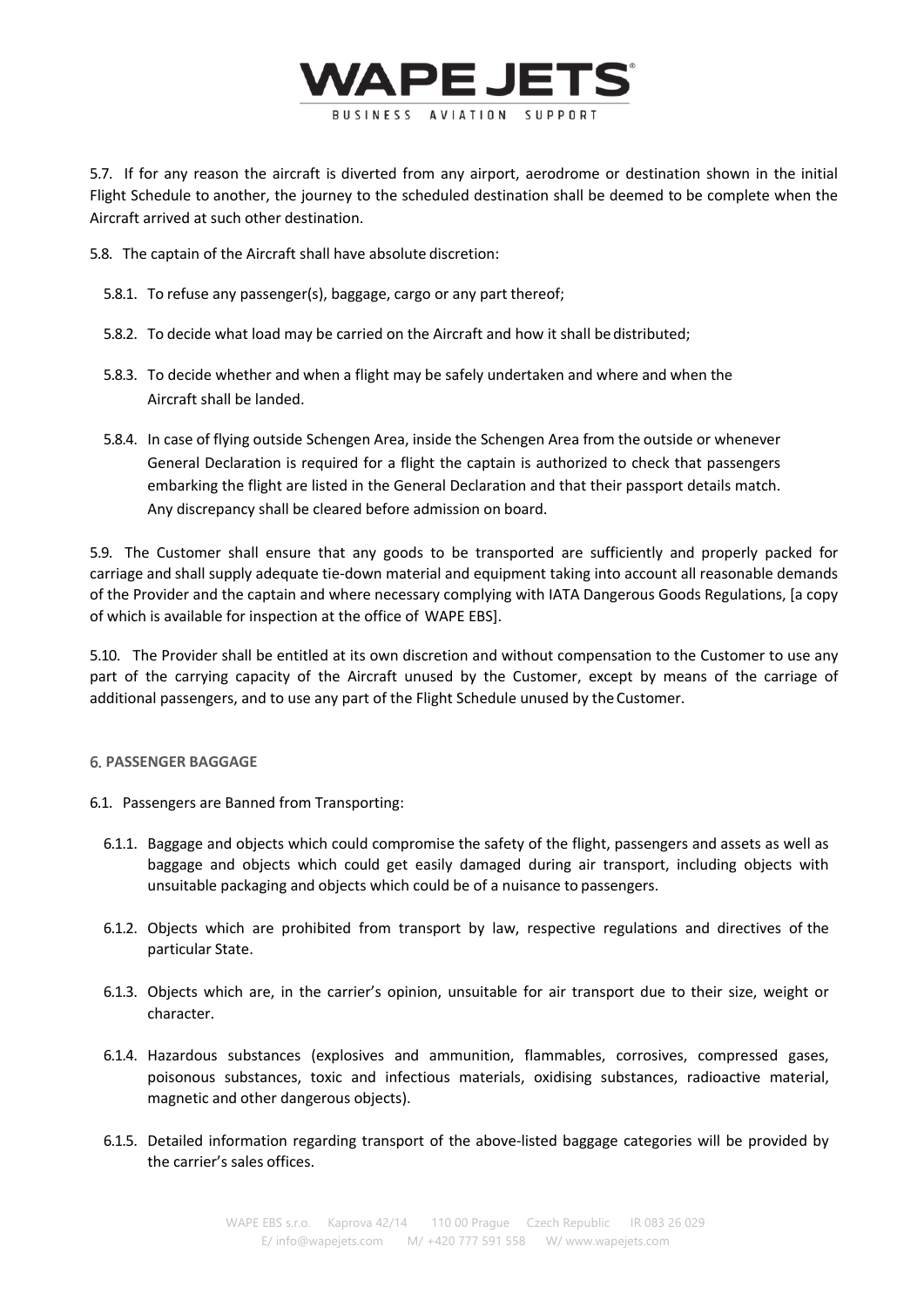5.7. If for any reason the aircraft is diverted from any airport, aerodrome or destination shown in the initial Flight Schedule to another, the journey to the scheduled destination shall be deemed to be complete when the Aircraft arrived at such other destination.

5.8. The captain of the Aircraft shall have absolute discretion:

- 5.8.1. To refuse any passenger(s), baggage, cargo or any part thereof;
- 5.8.2. To decide what load may be carried on the Aircraft and how it shall be distributed;
- 5.8.3. To decide whether and when a flight may be safely undertaken and where and when the Aircraft shall be landed.
- 5.8.4. In case of flying outside Schengen Area, inside the Schengen Area from the outside or whenever General Declaration is required for a flight the captain is authorized to check that passengers embarking the flight are listed in the General Declaration and that their passport details match. Any discrepancy shall be cleared before admission on board.

5.9. The Customer shall ensure that any goods to be transported are sufficiently and properly packed for carriage and shall supply adequate tie-down material and equipment taking into account all reasonable demands of the Provider and the captain and where necessary complying with IATA Dangerous Goods Regulations, [a copy of which is available for inspection at the office of WAPE EBS].

5.10. The Provider shall be entitled at its own discretion and without compensation to the Customer to use any part of the carrying capacity of the Aircraft unused by the Customer, except by means of the carriage of additional passengers, and to use any part of the Flight Schedule unused by the Customer.

## 6. PASSENGER BAGGAGE

6.1. Passengers are Banned from Transporting:

- 6.1.1. Baggage and objects which could compromise the safety of the flight, passengers and assets as well as baggage and objects which could get easily damaged during air transport, including objects with unsuitable packaging and objects which could be of a nuisance to passengers.
- 6.1.2. Objects which are prohibited from transport by law, respective regulations and directives of the particular State.
- 6.1.3. Objects which are, in the carrier's opinion, unsuitable for air transport due to their size, weight or character.
- 6.1.4. Hazardous substances (explosives and ammunition, flammables, corrosives, compressed gases, poisonous substances, toxic and infectious materials, oxidising substances, radioactive material, magnetic and other dangerous objects).
- 6.1.5. Detailed information regarding transport of the above-listed baggage categories will be provided by the carrier's sales offices.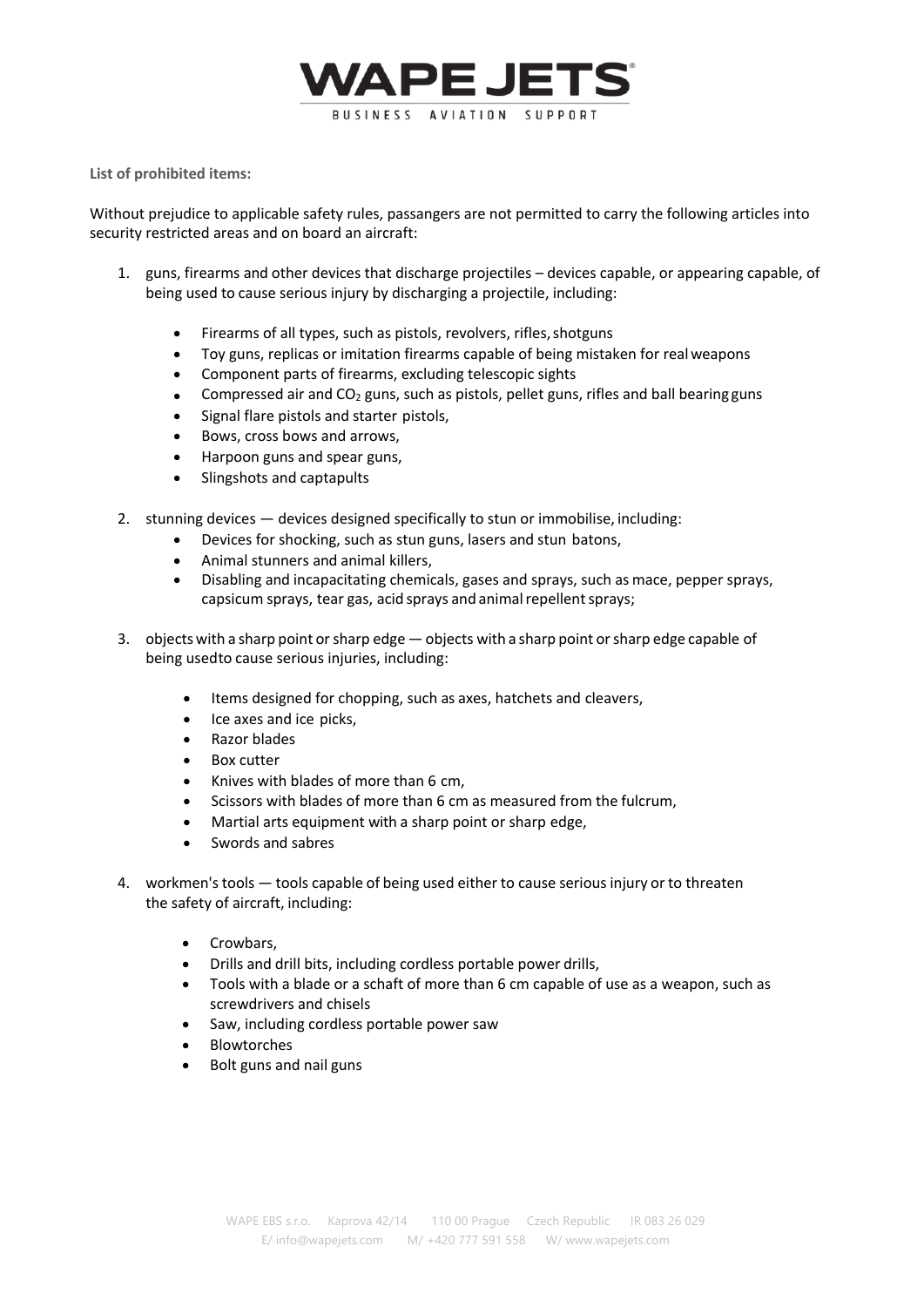**List of prohibited items:**

Without prejudice to applicable safety rules, passangers are not permitted to carry the following articles into security restricted areas and on board an aircraft:

1. guns, firearms and other devices that discharge projectiles – devices capable, or appearing capable, of being used to cause serious injury by discharging a projectile, including:

    - Firearms of all types, such as pistols, revolvers, rifles, shotguns
    - Toy guns, replicas or imitation firearms capable of being mistaken for real weapons
    - Component parts of firearms, excluding telescopic sights
    - Compressed air and $CO_2$ guns, such as pistols, pellet guns, rifles and ball bearing guns
    - Signal flare pistols and starter pistols,
    - Bows, cross bows and arrows,
    - Harpoon guns and spear guns,
    - Slingshots and captapults

2. stunning devices — devices designed specifically to stun or immobilise, including:
    - Devices for shocking, such as stun guns, lasers and stun batons,
    - Animal stunners and animal killers,
    - Disabling and incapacitating chemicals, gases and sprays, such as mace, pepper sprays, capsicum sprays, tear gas, acid sprays and animal repellent sprays;

3. objects with a sharp point or sharp edge — objects with a sharp point or sharp edge capable of being usedto cause serious injuries, including:

    - Items designed for chopping, such as axes, hatchets and cleavers,
    - Ice axes and ice picks,
    - Razor blades
    - Box cutter
    - Knives with blades of more than 6 cm,
    - Scissors with blades of more than 6 cm as measured from the fulcrum,
    - Martial arts equipment with a sharp point or sharp edge,
    - Swords and sabres

4. workmen's tools — tools capable of being used either to cause serious injury or to threaten the safety of aircraft, including:

    - Crowbars,
    - Drills and drill bits, including cordless portable power drills,
    - Tools with a blade or a schaft of more than 6 cm capable of use as a weapon, such as screwdrivers and chisels
    - Saw, including cordless portable power saw
    - Blowtorches
    - Bolt guns and nail guns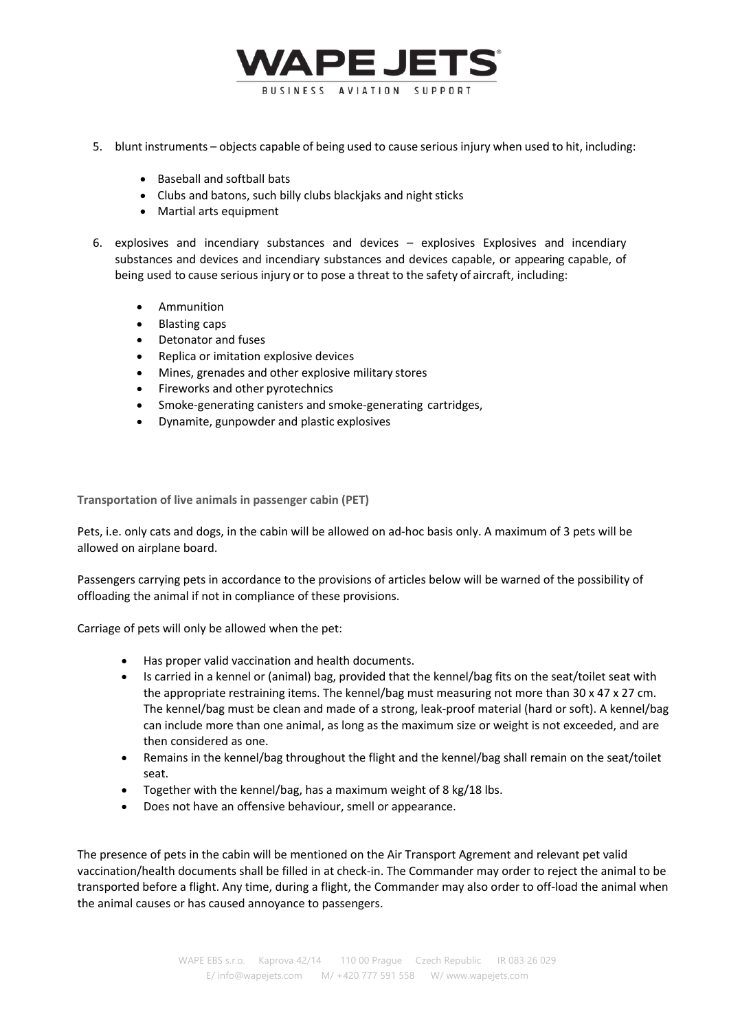5. blunt instruments – objects capable of being used to cause serious injury when used to hit, including:

    - Baseball and softball bats
    - Clubs and batons, such billy clubs blackjaks and night sticks
    - Martial arts equipment

6. explosives and incendiary substances and devices – explosives Explosives and incendiary substances and devices and incendiary substances and devices capable, or appearing capable, of being used to cause serious injury or to pose a threat to the safety of aircraft, including:

    - Ammunition
    - Blasting caps
    - Detonator and fuses
    - Replica or imitation explosive devices
    - Mines, grenades and other explosive military stores
    - Fireworks and other pyrotechnics
    - Smoke-generating canisters and smoke-generating cartridges,
    - Dynamite, gunpowder and plastic explosives

**Transportation of live animals in passenger cabin (PET)**

Pets, i.e. only cats and dogs, in the cabin will be allowed on ad-hoc basis only. A maximum of 3 pets will be allowed on airplane board.

Passengers carrying pets in accordance to the provisions of articles below will be warned of the possibility of offloading the animal if not in compliance of these provisions.

Carriage of pets will only be allowed when the pet:

- Has proper valid vaccination and health documents.
- Is carried in a kennel or (animal) bag, provided that the kennel/bag fits on the seat/toilet seat with the appropriate restraining items. The kennel/bag must measuring not more than 30 x 47 x 27 cm. The kennel/bag must be clean and made of a strong, leak-proof material (hard or soft). A kennel/bag can include more than one animal, as long as the maximum size or weight is not exceeded, and are then considered as one.
- Remains in the kennel/bag throughout the flight and the kennel/bag shall remain on the seat/toilet seat.
- Together with the kennel/bag, has a maximum weight of 8 kg/18 lbs.
- Does not have an offensive behaviour, smell or appearance.

The presence of pets in the cabin will be mentioned on the Air Transport Agrement and relevant pet valid vaccination/health documents shall be filled in at check-in. The Commander may order to reject the animal to be transported before a flight. Any time, during a flight, the Commander may also order to off-load the animal when the animal causes or has caused annoyance to passengers.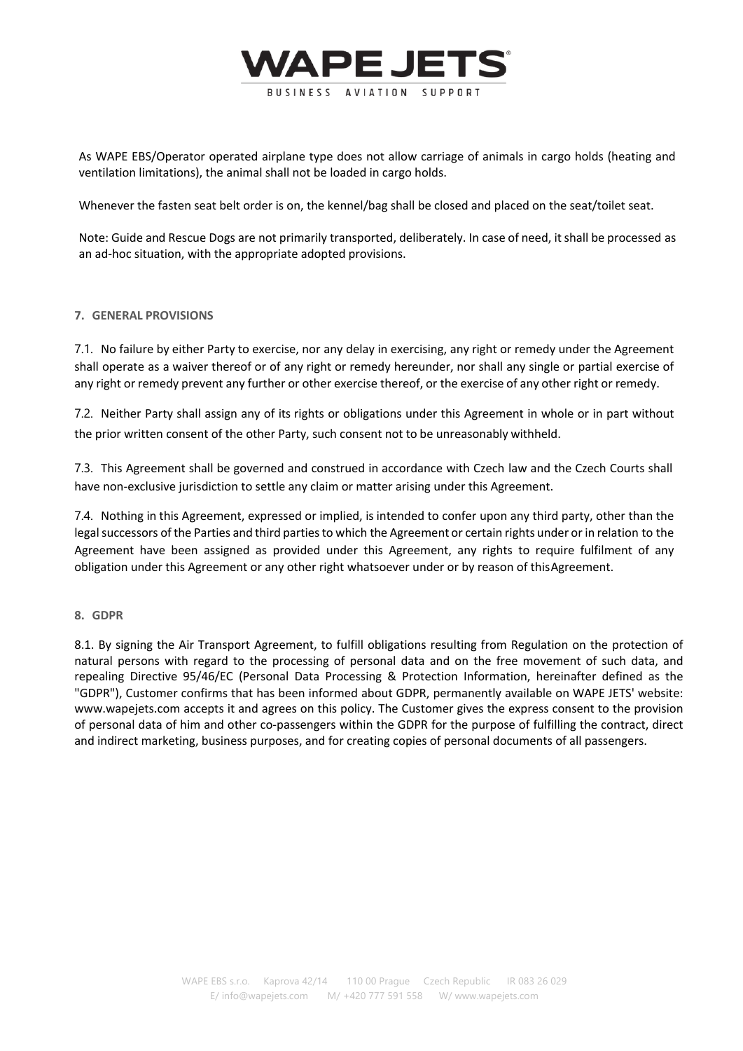As WAPE EBS/Operator operated airplane type does not allow carriage of animals in cargo holds (heating and ventilation limitations), the animal shall not be loaded in cargo holds.

Whenever the fasten seat belt order is on, the kennel/bag shall be closed and placed on the seat/toilet seat.

Note: Guide and Rescue Dogs are not primarily transported, deliberately. In case of need, it shall be processed as an ad-hoc situation, with the appropriate adopted provisions.

## 7. GENERAL PROVISIONS

7.1. No failure by either Party to exercise, nor any delay in exercising, any right or remedy under the Agreement shall operate as a waiver thereof or of any right or remedy hereunder, nor shall any single or partial exercise of any right or remedy prevent any further or other exercise thereof, or the exercise of any other right or remedy.

7.2. Neither Party shall assign any of its rights or obligations under this Agreement in whole or in part without the prior written consent of the other Party, such consent not to be unreasonably withheld.

7.3. This Agreement shall be governed and construed in accordance with Czech law and the Czech Courts shall have non-exclusive jurisdiction to settle any claim or matter arising under this Agreement.

7.4. Nothing in this Agreement, expressed or implied, is intended to confer upon any third party, other than the legal successors of the Parties and third parties to which the Agreement or certain rights under or in relation to the Agreement have been assigned as provided under this Agreement, any rights to require fulfilment of any obligation under this Agreement or any other right whatsoever under or by reason of this Agreement.

## 8. GDPR

8.1. By signing the Air Transport Agreement, to fulfill obligations resulting from Regulation on the protection of natural persons with regard to the processing of personal data and on the free movement of such data, and repealing Directive 95/46/EC (Personal Data Processing & Protection Information, hereinafter defined as the "GDPR"), Customer confirms that has been informed about GDPR, permanently available on WAPE JETS' website: www.wapejets.com accepts it and agrees on this policy. The Customer gives the express consent to the provision of personal data of him and other co-passengers within the GDPR for the purpose of fulfilling the contract, direct and indirect marketing, business purposes, and for creating copies of personal documents of all passengers.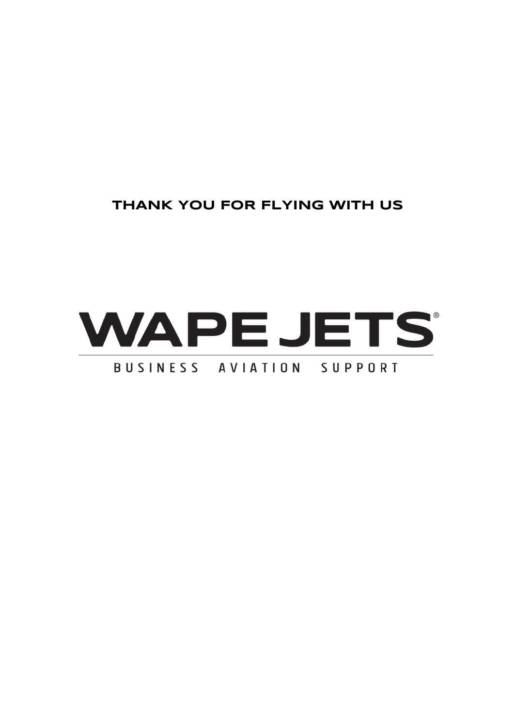THANK YOU FOR FLYING WITH US

WAPE JETS®

BUSINESS AVIATION SUPPORT